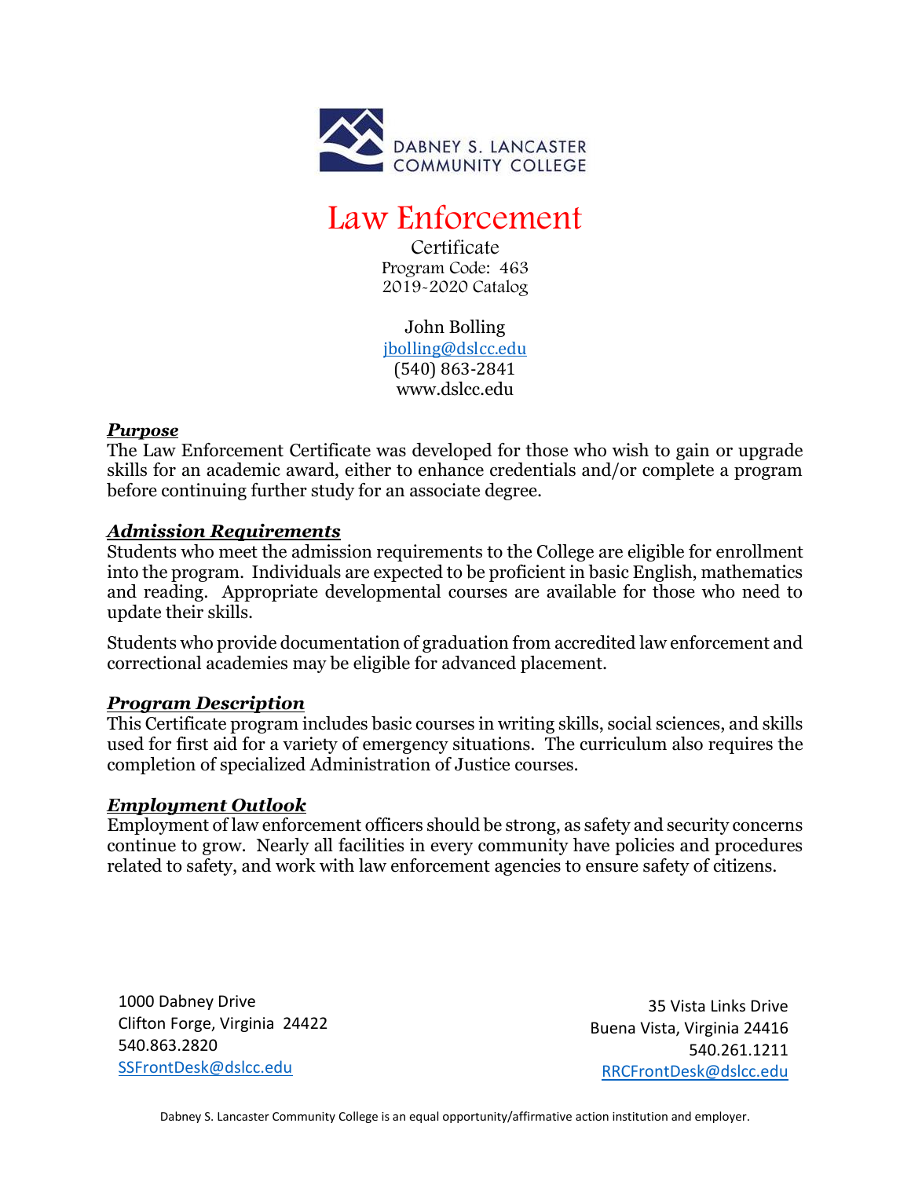DABNEY S. LANCASTER COMMUNITY COLLEGE

# Law Enforcement

Certificate
Program Code: 463
2019-2020 Catalog

John Bolling
jbolling@dslcc.edu
(540) 863-2841
www.dslcc.edu

## ***Purpose***

The Law Enforcement Certificate was developed for those who wish to gain or upgrade skills for an academic award, either to enhance credentials and/or complete a program before continuing further study for an associate degree.

## ***Admission Requirements***

Students who meet the admission requirements to the College are eligible for enrollment into the program. Individuals are expected to be proficient in basic English, mathematics and reading. Appropriate developmental courses are available for those who need to update their skills.

Students who provide documentation of graduation from accredited law enforcement and correctional academies may be eligible for advanced placement.

## ***Program Description***

This Certificate program includes basic courses in writing skills, social sciences, and skills used for first aid for a variety of emergency situations. The curriculum also requires the completion of specialized Administration of Justice courses.

## ***Employment Outlook***

Employment of law enforcement officers should be strong, as safety and security concerns continue to grow. Nearly all facilities in every community have policies and procedures related to safety, and work with law enforcement agencies to ensure safety of citizens.

1000 Dabney Drive
Clifton Forge, Virginia 24422
540.863.2820
SSFrontDesk@dslcc.edu

35 Vista Links Drive
Buena Vista, Virginia 24416
540.261.1211
RRCFrontDesk@dslcc.edu

Dabney S. Lancaster Community College is an equal opportunity/affirmative action institution and employer.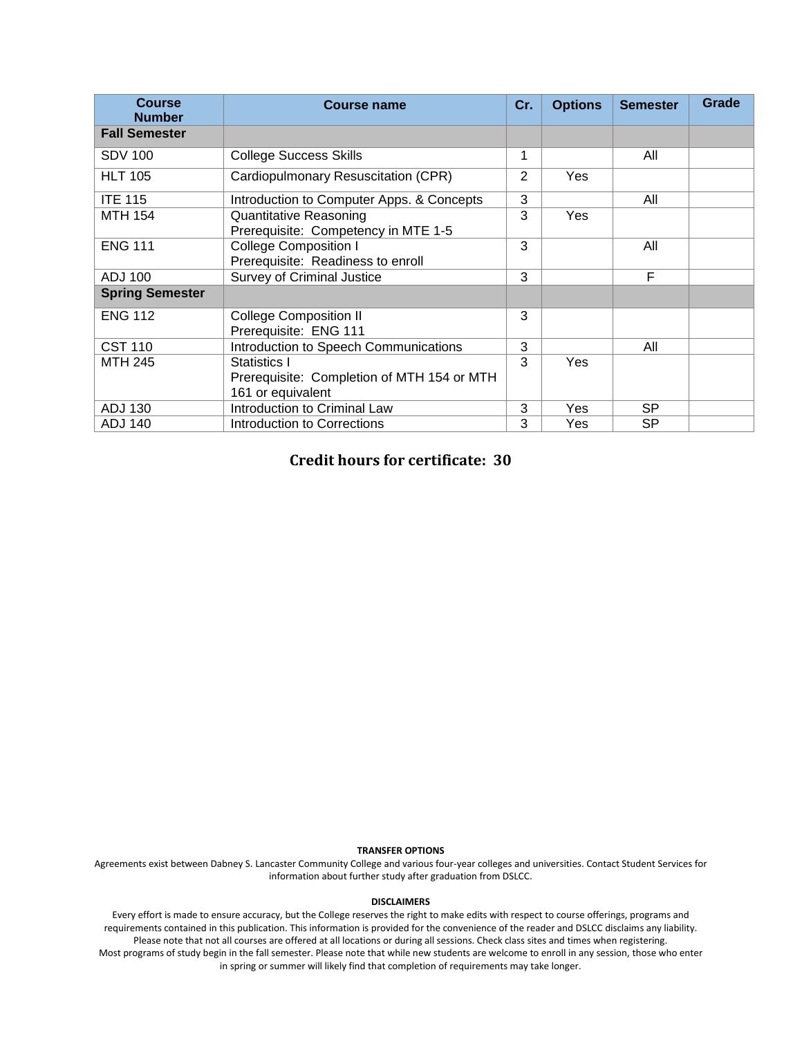| Course Number | Course name | Cr. | Options | Semester | Grade |
|---|---|---|---|---|---|
| **Fall Semester** | | | | | |
| SDV 100 | College Success Skills | 1 | | All | |
| HLT 105 | Cardiopulmonary Resuscitation (CPR) | 2 | Yes | | |
| ITE 115 | Introduction to Computer Apps. & Concepts | 3 | | All | |
| MTH 154 | Quantitative Reasoning<br>Prerequisite: Competency in MTE 1-5 | 3 | Yes | | |
| ENG 111 | College Composition I<br>Prerequisite: Readiness to enroll | 3 | | All | |
| ADJ 100 | Survey of Criminal Justice | 3 | | F | |
| **Spring Semester** | | | | | |
| ENG 112 | College Composition II<br>Prerequisite: ENG 111 | 3 | | | |
| CST 110 | Introduction to Speech Communications | 3 | | All | |
| MTH 245 | Statistics I<br>Prerequisite: Completion of MTH 154 or MTH 161 or equivalent | 3 | Yes | | |
| ADJ 130 | Introduction to Criminal Law | 3 | Yes | SP | |
| ADJ 140 | Introduction to Corrections | 3 | Yes | SP | |

**Credit hours for certificate: 30**

**TRANSFER OPTIONS**

Agreements exist between Dabney S. Lancaster Community College and various four-year colleges and universities. Contact Student Services for information about further study after graduation from DSLCC.

**DISCLAIMERS**

Every effort is made to ensure accuracy, but the College reserves the right to make edits with respect to course offerings, programs and requirements contained in this publication. This information is provided for the convenience of the reader and DSLCC disclaims any liability. Please note that not all courses are offered at all locations or during all sessions. Check class sites and times when registering. Most programs of study begin in the fall semester. Please note that while new students are welcome to enroll in any session, those who enter in spring or summer will likely find that completion of requirements may take longer.